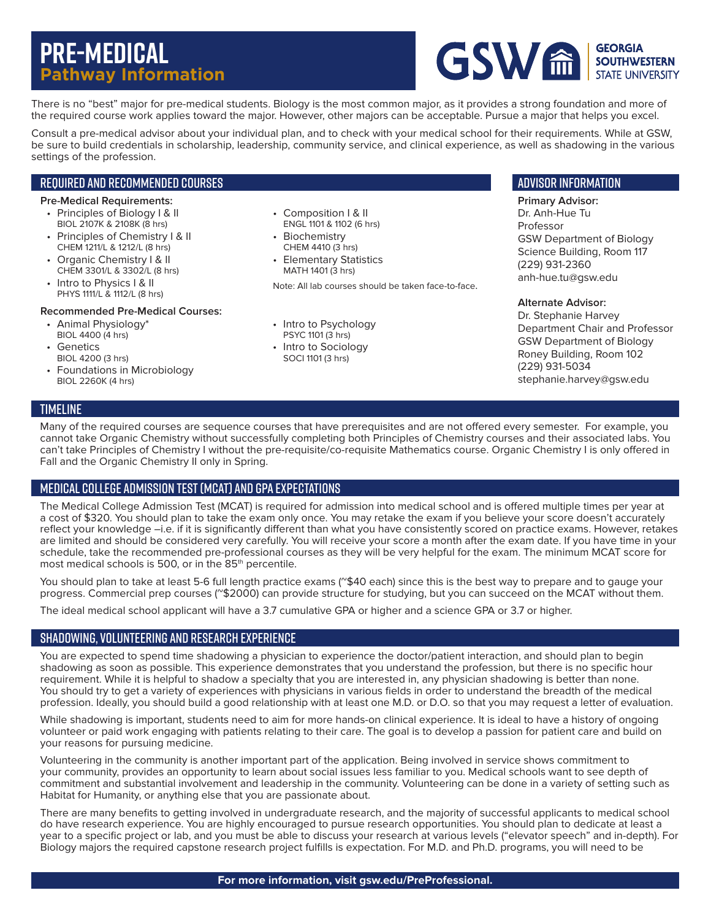# PRE-MEDICAL
## Pathway Information

GSW GEORGIA SOUTHWESTERN STATE UNIVERSITY

There is no "best" major for pre-medical students. Biology is the most common major, as it provides a strong foundation and more of the required course work applies toward the major. However, other majors can be acceptable. Pursue a major that helps you excel.

Consult a pre-medical advisor about your individual plan, and to check with your medical school for their requirements. While at GSW, be sure to build credentials in scholarship, leadership, community service, and clinical experience, as well as shadowing in the various settings of the profession.

## REQUIRED AND RECOMMENDED COURSES

**Pre-Medical Requirements:**

- Principles of Biology I & II
  BIOL 2107K & 2108K (8 hrs)
- Principles of Chemistry I & II
  CHEM 1211/L & 1212/L (8 hrs)
- Organic Chemistry I & II
  CHEM 3301/L & 3302/L (8 hrs)
- Intro to Physics I & II
  PHYS 1111/L & 1112/L (8 hrs)
- Composition I & II
  ENGL 1101 & 1102 (6 hrs)
- Biochemistry
  CHEM 4410 (3 hrs)
- Elementary Statistics
  MATH 1401 (3 hrs)

Note: All lab courses should be taken face-to-face.

**Recommended Pre-Medical Courses:**

- Animal Physiology*
  BIOL 4400 (4 hrs)
- Genetics
  BIOL 4200 (3 hrs)
- Foundations in Microbiology
  BIOL 2260K (4 hrs)
- Intro to Psychology
  PSYC 1101 (3 hrs)
- Intro to Sociology
  SOCI 1101 (3 hrs)

## ADVISOR INFORMATION

**Primary Advisor:**
Dr. Anh-Hue Tu
Professor
GSW Department of Biology
Science Building, Room 117
(229) 931-2360
anh-hue.tu@gsw.edu

**Alternate Advisor:**
Dr. Stephanie Harvey
Department Chair and Professor
GSW Department of Biology
Roney Building, Room 102
(229) 931-5034
stephanie.harvey@gsw.edu

## TIMELINE

Many of the required courses are sequence courses that have prerequisites and are not offered every semester. For example, you cannot take Organic Chemistry without successfully completing both Principles of Chemistry courses and their associated labs. You can't take Principles of Chemistry I without the pre-requisite/co-requisite Mathematics course. Organic Chemistry I is only offered in Fall and the Organic Chemistry II only in Spring.

## MEDICAL COLLEGE ADMISSION TEST (MCAT) AND GPA EXPECTATIONS

The Medical College Admission Test (MCAT) is required for admission into medical school and is offered multiple times per year at a cost of $320. You should plan to take the exam only once. You may retake the exam if you believe your score doesn't accurately reflect your knowledge –i.e. if it is significantly different than what you have consistently scored on practice exams. However, retakes are limited and should be considered very carefully. You will receive your score a month after the exam date. If you have time in your schedule, take the recommended pre-professional courses as they will be very helpful for the exam. The minimum MCAT score for most medical schools is 500, or in the 85th percentile.

You should plan to take at least 5-6 full length practice exams (~$40 each) since this is the best way to prepare and to gauge your progress. Commercial prep courses (~$2000) can provide structure for studying, but you can succeed on the MCAT without them.

The ideal medical school applicant will have a 3.7 cumulative GPA or higher and a science GPA or 3.7 or higher.

## SHADOWING, VOLUNTEERING AND RESEARCH EXPERIENCE

You are expected to spend time shadowing a physician to experience the doctor/patient interaction, and should plan to begin shadowing as soon as possible. This experience demonstrates that you understand the profession, but there is no specific hour requirement. While it is helpful to shadow a specialty that you are interested in, any physician shadowing is better than none. You should try to get a variety of experiences with physicians in various fields in order to understand the breadth of the medical profession. Ideally, you should build a good relationship with at least one M.D. or D.O. so that you may request a letter of evaluation.

While shadowing is important, students need to aim for more hands-on clinical experience. It is ideal to have a history of ongoing volunteer or paid work engaging with patients relating to their care. The goal is to develop a passion for patient care and build on your reasons for pursuing medicine.

Volunteering in the community is another important part of the application. Being involved in service shows commitment to your community, provides an opportunity to learn about social issues less familiar to you. Medical schools want to see depth of commitment and substantial involvement and leadership in the community. Volunteering can be done in a variety of setting such as Habitat for Humanity, or anything else that you are passionate about.

There are many benefits to getting involved in undergraduate research, and the majority of successful applicants to medical school do have research experience. You are highly encouraged to pursue research opportunities. You should plan to dedicate at least a year to a specific project or lab, and you must be able to discuss your research at various levels ("elevator speech" and in-depth). For Biology majors the required capstone research project fulfills is expectation. For M.D. and Ph.D. programs, you will need to be

**For more information, visit gsw.edu/PreProfessional.**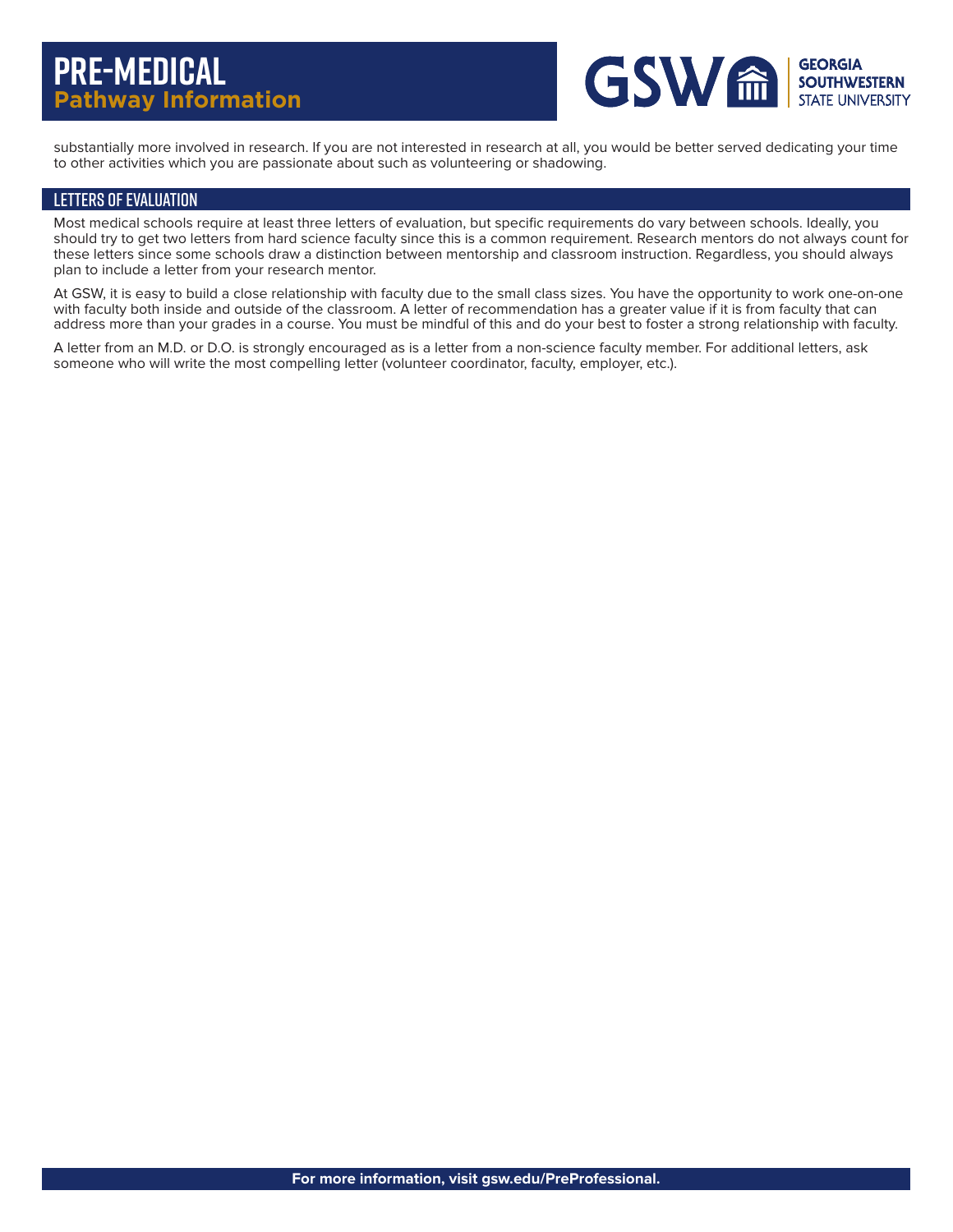substantially more involved in research. If you are not interested in research at all, you would be better served dedicating your time to other activities which you are passionate about such as volunteering or shadowing.

## LETTERS OF EVALUATION

Most medical schools require at least three letters of evaluation, but specific requirements do vary between schools. Ideally, you should try to get two letters from hard science faculty since this is a common requirement. Research mentors do not always count for these letters since some schools draw a distinction between mentorship and classroom instruction. Regardless, you should always plan to include a letter from your research mentor.

At GSW, it is easy to build a close relationship with faculty due to the small class sizes. You have the opportunity to work one-on-one with faculty both inside and outside of the classroom. A letter of recommendation has a greater value if it is from faculty that can address more than your grades in a course. You must be mindful of this and do your best to foster a strong relationship with faculty.

A letter from an M.D. or D.O. is strongly encouraged as is a letter from a non-science faculty member. For additional letters, ask someone who will write the most compelling letter (volunteer coordinator, faculty, employer, etc.).

**For more information, visit gsw.edu/PreProfessional.**